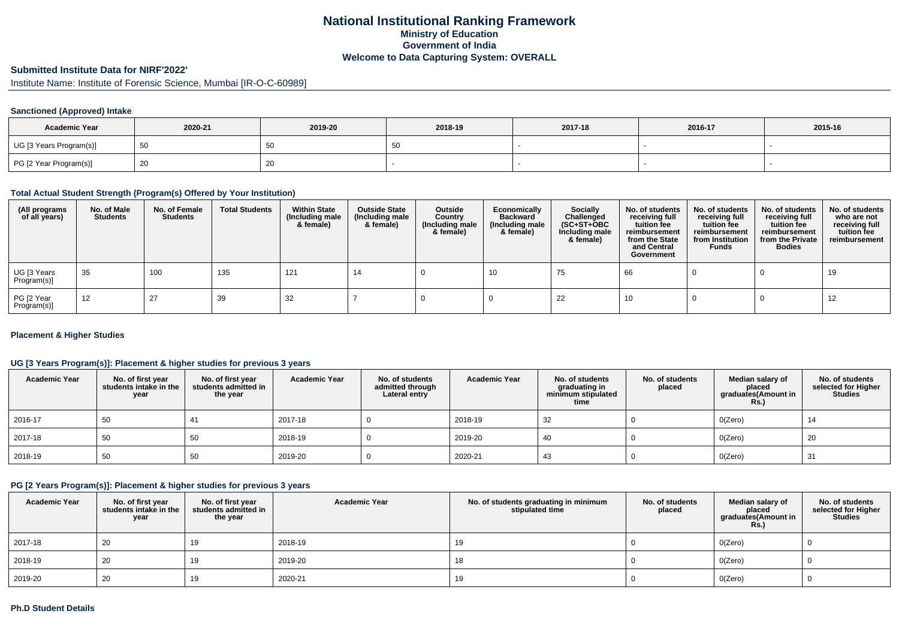# National Institutional Ranking Framework
## Ministry of Education
## Government of India
## Welcome to Data Capturing System: OVERALL

### Submitted Institute Data for NIRF'2022'

Institute Name: Institute of Forensic Science, Mumbai [IR-O-C-60989]

#### Sanctioned (Approved) Intake

| Academic Year | 2020-21 | 2019-20 | 2018-19 | 2017-18 | 2016-17 | 2015-16 |
|---|---|---|---|---|---|---|
| UG [3 Years Program(s)] | 50 | 50 | 50 | - | - | - |
| PG [2 Year Program(s)] | 20 | 20 | - | - | - | - |

#### Total Actual Student Strength (Program(s) Offered by Your Institution)

| (All programs of all years) | No. of Male Students | No. of Female Students | Total Students | Within State (Including male & female) | Outside State (Including male & female) | Outside Country (Including male & female) | Economically Backward (Including male & female) | Socially Challenged (SC+ST+OBC Including male & female) | No. of students receiving full tuition fee reimbursement from the State and Central Government | No. of students receiving full tuition fee reimbursement from Institution Funds | No. of students receiving full tuition fee reimbursement from the Private Bodies | No. of students who are not receiving full tuition fee reimbursement |
|---|---|---|---|---|---|---|---|---|---|---|---|---|
| UG [3 Years Program(s)] | 35 | 100 | 135 | 121 | 14 | 0 | 10 | 75 | 66 | 0 | 0 | 19 |
| PG [2 Year Program(s)] | 12 | 27 | 39 | 32 | 7 | 0 | 0 | 22 | 10 | 0 | 0 | 12 |

#### Placement & Higher Studies

#### UG [3 Years Program(s)]: Placement & higher studies for previous 3 years

| Academic Year | No. of first year students intake in the year | No. of first year students admitted in the year | Academic Year | No. of students admitted through Lateral entry | Academic Year | No. of students graduating in minimum stipulated time | No. of students placed | Median salary of placed graduates(Amount in Rs.) | No. of students selected for Higher Studies |
|---|---|---|---|---|---|---|---|---|---|
| 2016-17 | 50 | 41 | 2017-18 | 0 | 2018-19 | 32 | 0 | 0(Zero) | 14 |
| 2017-18 | 50 | 50 | 2018-19 | 0 | 2019-20 | 40 | 0 | 0(Zero) | 20 |
| 2018-19 | 50 | 50 | 2019-20 | 0 | 2020-21 | 43 | 0 | 0(Zero) | 31 |

#### PG [2 Years Program(s)]: Placement & higher studies for previous 3 years

| Academic Year | No. of first year students intake in the year | No. of first year students admitted in the year | Academic Year | No. of students graduating in minimum stipulated time | No. of students placed | Median salary of placed graduates(Amount in Rs.) | No. of students selected for Higher Studies |
|---|---|---|---|---|---|---|---|
| 2017-18 | 20 | 19 | 2018-19 | 19 | 0 | 0(Zero) | 0 |
| 2018-19 | 20 | 19 | 2019-20 | 18 | 0 | 0(Zero) | 0 |
| 2019-20 | 20 | 19 | 2020-21 | 19 | 0 | 0(Zero) | 0 |

#### Ph.D Student Details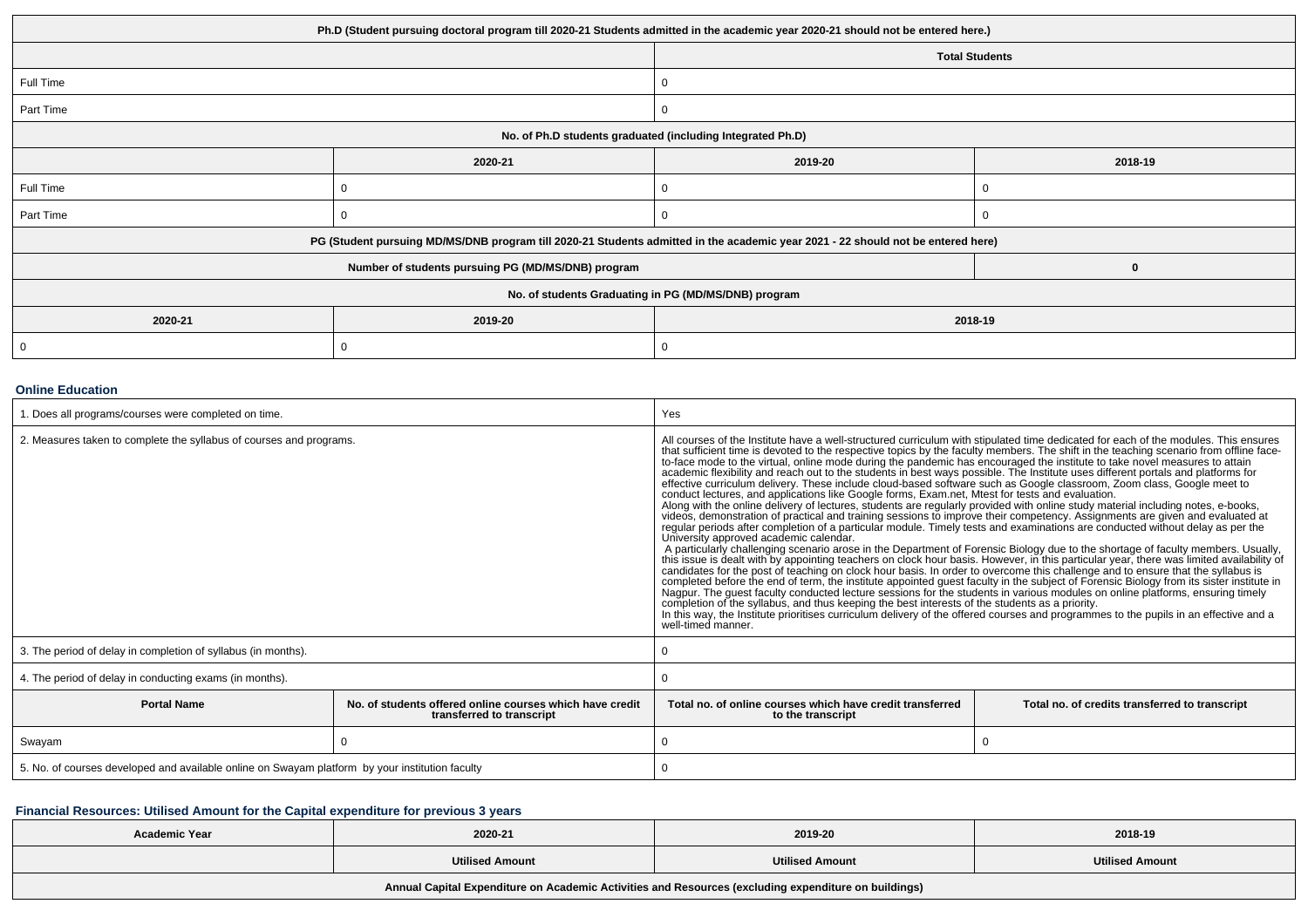| Ph.D (Student pursuing doctoral program till 2020-21 Students admitted in the academic year 2020-21 should not be entered here.) | | | |
|---|---|---|---|
| | Total Students | | |
| Full Time | 0 | | |
| Part Time | 0 | | |
| No. of Ph.D students graduated (including Integrated Ph.D) | | | |
| | 2020-21 | 2019-20 | 2018-19 |
| Full Time | 0 | 0 | 0 |
| Part Time | 0 | 0 | 0 |
| PG (Student pursuing MD/MS/DNB program till 2020-21 Students admitted in the academic year 2021 - 22 should not be entered here) | | | |
| Number of students pursuing PG (MD/MS/DNB) program | | | 0 |
| No. of students Graduating in PG (MD/MS/DNB) program | | | |
| 2020-21 | 2019-20 | 2018-19 | |
| 0 | 0 | 0 | |

### Online Education

| 1. Does all programs/courses were completed on time. | | Yes | |
|---|---|---|---|
| 2. Measures taken to complete the syllabus of courses and programs. | | All courses of the Institute have a well-structured curriculum with stipulated time dedicated for each of the modules. This ensures that sufficient time is devoted to the respective topics by the faculty members. The shift in the teaching scenario from offline face-to-face mode to the virtual, online mode during the pandemic has encouraged the institute to take novel measures to attain academic flexibility and reach out to the students in best ways possible. The Institute uses different portals and platforms for effective curriculum delivery. These include cloud-based software such as Google classroom, Zoom class, Google meet to conduct lectures, and applications like Google forms, Exam.net, Mtest for tests and evaluation.<br>Along with the online delivery of lectures, students are regularly provided with online study material including notes, e-books, videos, demonstration of practical and training sessions to improve their competency. Assignments are given and evaluated at regular periods after completion of a particular module. Timely tests and examinations are conducted without delay as per the University approved academic calendar.<br>A particularly challenging scenario arose in the Department of Forensic Biology due to the shortage of faculty members. Usually, this issue is dealt with by appointing teachers on clock hour basis. However, in this particular year, there was limited availability of candidates for the post of teaching on clock hour basis. In order to overcome this challenge and to ensure that the syllabus is completed before the end of term, the institute appointed guest faculty in the subject of Forensic Biology from its sister institute in Nagpur. The guest faculty conducted lecture sessions for the students in various modules on online platforms, ensuring timely completion of the syllabus, and thus keeping the best interests of the students as a priority.<br>In this way, the Institute prioritises curriculum delivery of the offered courses and programmes to the pupils in an effective and a well-timed manner. | |
| 3. The period of delay in completion of syllabus (in months). | | 0 | |
| 4. The period of delay in conducting exams (in months). | | 0 | |
| **Portal Name** | **No. of students offered online courses which have credit transferred to transcript** | **Total no. of online courses which have credit transferred to the transcript** | **Total no. of credits transferred to transcript** |
| Swayam | 0 | 0 | 0 |
| 5. No. of courses developed and available online on Swayam platform by your institution faculty | | 0 | |

### Financial Resources: Utilised Amount for the Capital expenditure for previous 3 years

| Academic Year | 2020-21 | 2019-20 | 2018-19 |
|---|---|---|---|
| | Utilised Amount | Utilised Amount | Utilised Amount |
| Annual Capital Expenditure on Academic Activities and Resources (excluding expenditure on buildings) | | | |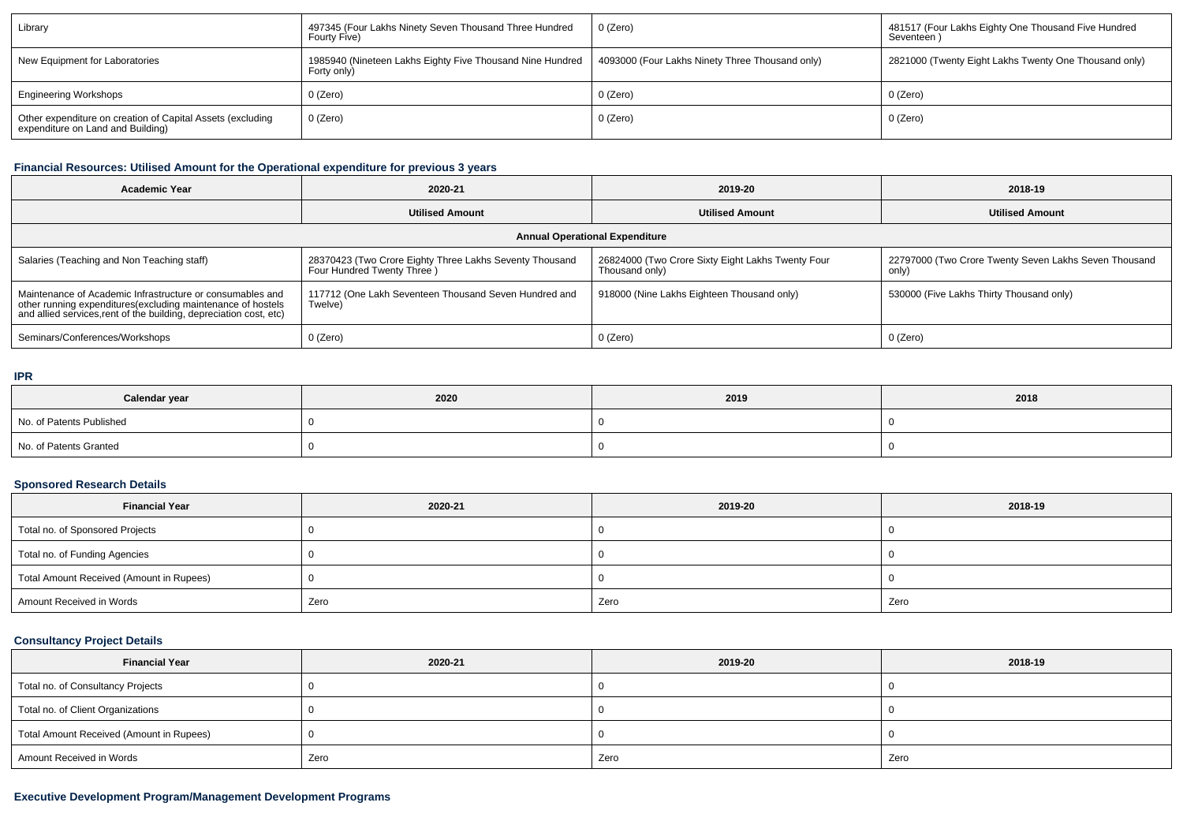| Library | 497345 (Four Lakhs Ninety Seven Thousand Three Hundred Fourty Five) | 0 (Zero) | 481517 (Four Lakhs Eighty One Thousand Five Hundred Seventeen ) |
|---|---|---|---|
| New Equipment for Laboratories | 1985940 (Nineteen Lakhs Eighty Five Thousand Nine Hundred Forty only) | 4093000 (Four Lakhs Ninety Three Thousand only) | 2821000 (Twenty Eight Lakhs Twenty One Thousand only) |
| Engineering Workshops | 0 (Zero) | 0 (Zero) | 0 (Zero) |
| Other expenditure on creation of Capital Assets (excluding expenditure on Land and Building) | 0 (Zero) | 0 (Zero) | 0 (Zero) |

### Financial Resources: Utilised Amount for the Operational expenditure for previous 3 years

| Academic Year | 2020-21 | 2019-20 | 2018-19 |
|---|---|---|---|
| | Utilised Amount | Utilised Amount | Utilised Amount |
| Annual Operational Expenditure | | | |
| Salaries (Teaching and Non Teaching staff) | 28370423 (Two Crore Eighty Three Lakhs Seventy Thousand Four Hundred Twenty Three ) | 26824000 (Two Crore Sixty Eight Lakhs Twenty Four Thousand only) | 22797000 (Two Crore Twenty Seven Lakhs Seven Thousand only) |
| Maintenance of Academic Infrastructure or consumables and other running expenditures(excluding maintenance of hostels and allied services,rent of the building, depreciation cost, etc) | 117712 (One Lakh Seventeen Thousand Seven Hundred and Twelve) | 918000 (Nine Lakhs Eighteen Thousand only) | 530000 (Five Lakhs Thirty Thousand only) |
| Seminars/Conferences/Workshops | 0 (Zero) | 0 (Zero) | 0 (Zero) |

### IPR

| Calendar year | 2020 | 2019 | 2018 |
|---|---|---|---|
| No. of Patents Published | 0 | 0 | 0 |
| No. of Patents Granted | 0 | 0 | 0 |

### Sponsored Research Details

| Financial Year | 2020-21 | 2019-20 | 2018-19 |
|---|---|---|---|
| Total no. of Sponsored Projects | 0 | 0 | 0 |
| Total no. of Funding Agencies | 0 | 0 | 0 |
| Total Amount Received (Amount in Rupees) | 0 | 0 | 0 |
| Amount Received in Words | Zero | Zero | Zero |

### Consultancy Project Details

| Financial Year | 2020-21 | 2019-20 | 2018-19 |
|---|---|---|---|
| Total no. of Consultancy Projects | 0 | 0 | 0 |
| Total no. of Client Organizations | 0 | 0 | 0 |
| Total Amount Received (Amount in Rupees) | 0 | 0 | 0 |
| Amount Received in Words | Zero | Zero | Zero |

### Executive Development Program/Management Development Programs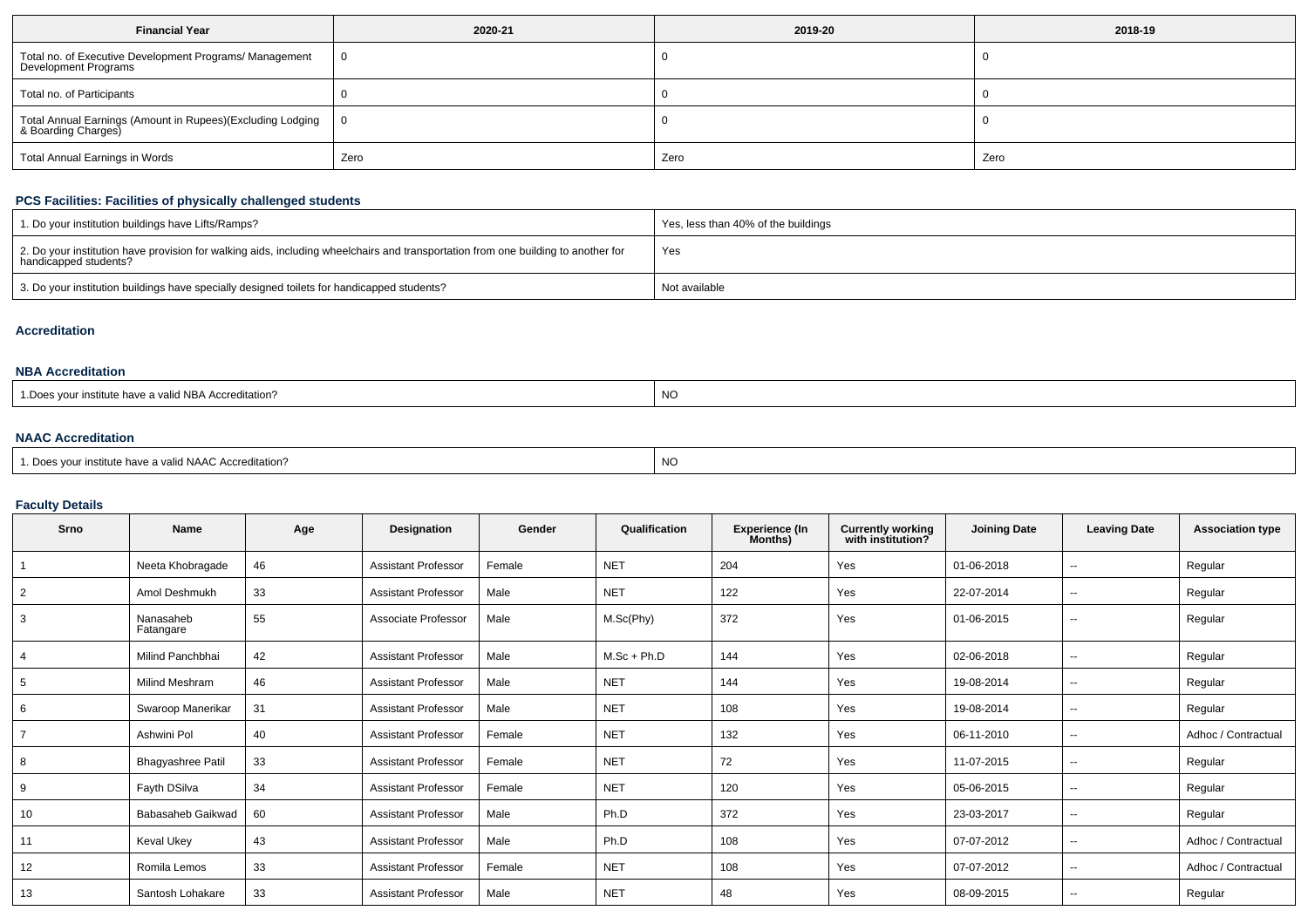| Financial Year | 2020-21 | 2019-20 | 2018-19 |
|---|---|---|---|
| Total no. of Executive Development Programs/ Management Development Programs | 0 | 0 | 0 |
| Total no. of Participants | 0 | 0 | 0 |
| Total Annual Earnings (Amount in Rupees)(Excluding Lodging & Boarding Charges) | 0 | 0 | 0 |
| Total Annual Earnings in Words | Zero | Zero | Zero |

### PCS Facilities: Facilities of physically challenged students

| | |
|---|---|
| 1. Do your institution buildings have Lifts/Ramps? | Yes, less than 40% of the buildings |
| 2. Do your institution have provision for walking aids, including wheelchairs and transportation from one building to another for handicapped students? | Yes |
| 3. Do your institution buildings have specially designed toilets for handicapped students? | Not available |

### Accreditation

### NBA Accreditation

| | |
|---|---|
| 1.Does your institute have a valid NBA Accreditation? | NO |

### NAAC Accreditation

| | |
|---|---|
| 1. Does your institute have a valid NAAC Accreditation? | NO |

### Faculty Details

| Srno | Name | Age | Designation | Gender | Qualification | Experience (In Months) | Currently working with institution? | Joining Date | Leaving Date | Association type |
|---|---|---|---|---|---|---|---|---|---|---|
| 1 | Neeta Khobragade | 46 | Assistant Professor | Female | NET | 204 | Yes | 01-06-2018 | -- | Regular |
| 2 | Amol Deshmukh | 33 | Assistant Professor | Male | NET | 122 | Yes | 22-07-2014 | -- | Regular |
| 3 | Nanasaheb Fatangare | 55 | Associate Professor | Male | M.Sc(Phy) | 372 | Yes | 01-06-2015 | -- | Regular |
| 4 | Milind Panchbhai | 42 | Assistant Professor | Male | M.Sc + Ph.D | 144 | Yes | 02-06-2018 | -- | Regular |
| 5 | Milind Meshram | 46 | Assistant Professor | Male | NET | 144 | Yes | 19-08-2014 | -- | Regular |
| 6 | Swaroop Manerikar | 31 | Assistant Professor | Male | NET | 108 | Yes | 19-08-2014 | -- | Regular |
| 7 | Ashwini Pol | 40 | Assistant Professor | Female | NET | 132 | Yes | 06-11-2010 | -- | Adhoc / Contractual |
| 8 | Bhagyashree Patil | 33 | Assistant Professor | Female | NET | 72 | Yes | 11-07-2015 | -- | Regular |
| 9 | Fayth DSilva | 34 | Assistant Professor | Female | NET | 120 | Yes | 05-06-2015 | -- | Regular |
| 10 | Babasaheb Gaikwad | 60 | Assistant Professor | Male | Ph.D | 372 | Yes | 23-03-2017 | -- | Regular |
| 11 | Keval Ukey | 43 | Assistant Professor | Male | Ph.D | 108 | Yes | 07-07-2012 | -- | Adhoc / Contractual |
| 12 | Romila Lemos | 33 | Assistant Professor | Female | NET | 108 | Yes | 07-07-2012 | -- | Adhoc / Contractual |
| 13 | Santosh Lohakare | 33 | Assistant Professor | Male | NET | 48 | Yes | 08-09-2015 | -- | Regular |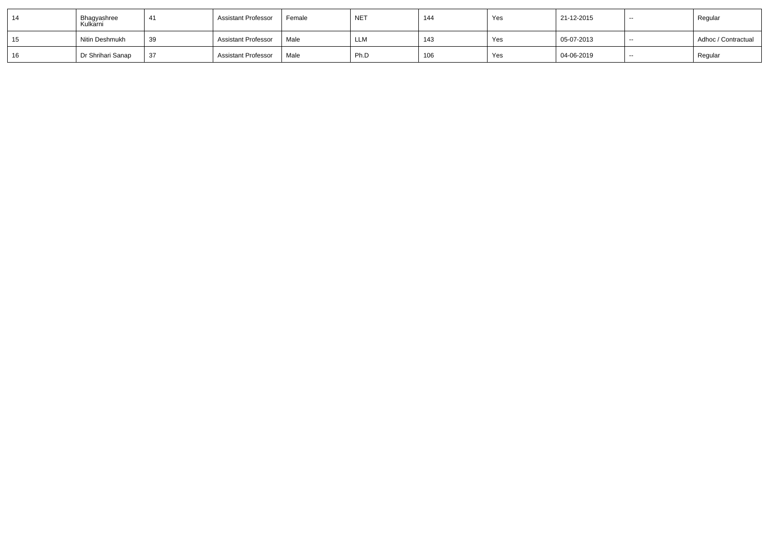| | | | | | | | | | | |
|---|---|---|---|---|---|---|---|---|---|---|
| 14 | Bhagyashree Kulkarni | 41 | Assistant Professor | Female | NET | 144 | Yes | 21-12-2015 | -- | Regular |
| 15 | Nitin Deshmukh | 39 | Assistant Professor | Male | LLM | 143 | Yes | 05-07-2013 | -- | Adhoc / Contractual |
| 16 | Dr Shrihari Sanap | 37 | Assistant Professor | Male | Ph.D | 106 | Yes | 04-06-2019 | -- | Regular |